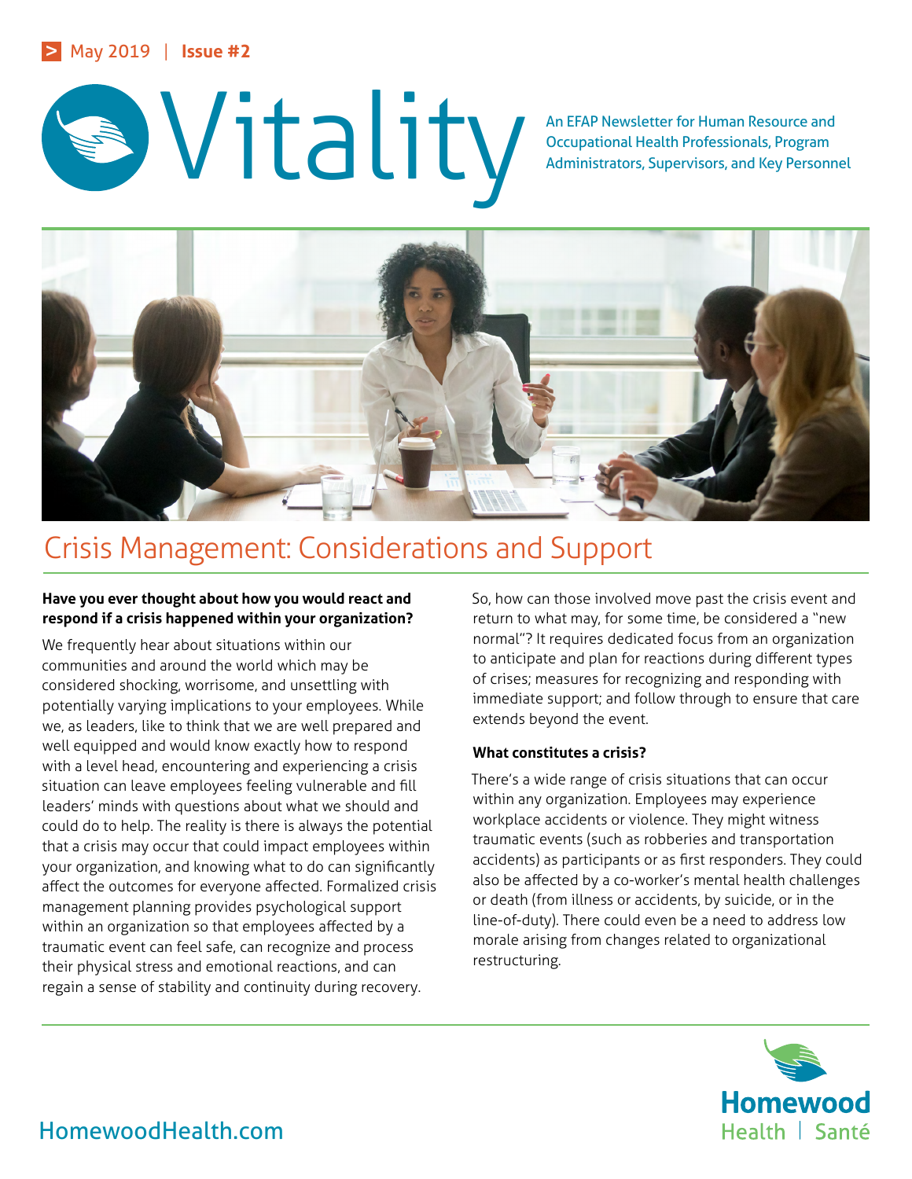May 2019 | Issue #2

# Vitality

An EFAP Newsletter for Human Resource and Occupational Health Professionals, Program Administrators, Supervisors, and Key Personnel

## Crisis Management: Considerations and Support

**Have you ever thought about how you would react and respond if a crisis happened within your organization?**

We frequently hear about situations within our communities and around the world which may be considered shocking, worrisome, and unsettling with potentially varying implications to your employees. While we, as leaders, like to think that we are well prepared and well equipped and would know exactly how to respond with a level head, encountering and experiencing a crisis situation can leave employees feeling vulnerable and fill leaders' minds with questions about what we should and could do to help. The reality is there is always the potential that a crisis may occur that could impact employees within your organization, and knowing what to do can significantly affect the outcomes for everyone affected. Formalized crisis management planning provides psychological support within an organization so that employees affected by a traumatic event can feel safe, can recognize and process their physical stress and emotional reactions, and can regain a sense of stability and continuity during recovery.

So, how can those involved move past the crisis event and return to what may, for some time, be considered a "new normal"? It requires dedicated focus from an organization to anticipate and plan for reactions during different types of crises; measures for recognizing and responding with immediate support; and follow through to ensure that care extends beyond the event.

**What constitutes a crisis?**

There's a wide range of crisis situations that can occur within any organization. Employees may experience workplace accidents or violence. They might witness traumatic events (such as robberies and transportation accidents) as participants or as first responders. They could also be affected by a co-worker's mental health challenges or death (from illness or accidents, by suicide, or in the line-of-duty). There could even be a need to address low morale arising from changes related to organizational restructuring.

HomewoodHealth.com

Homewood Health | Santé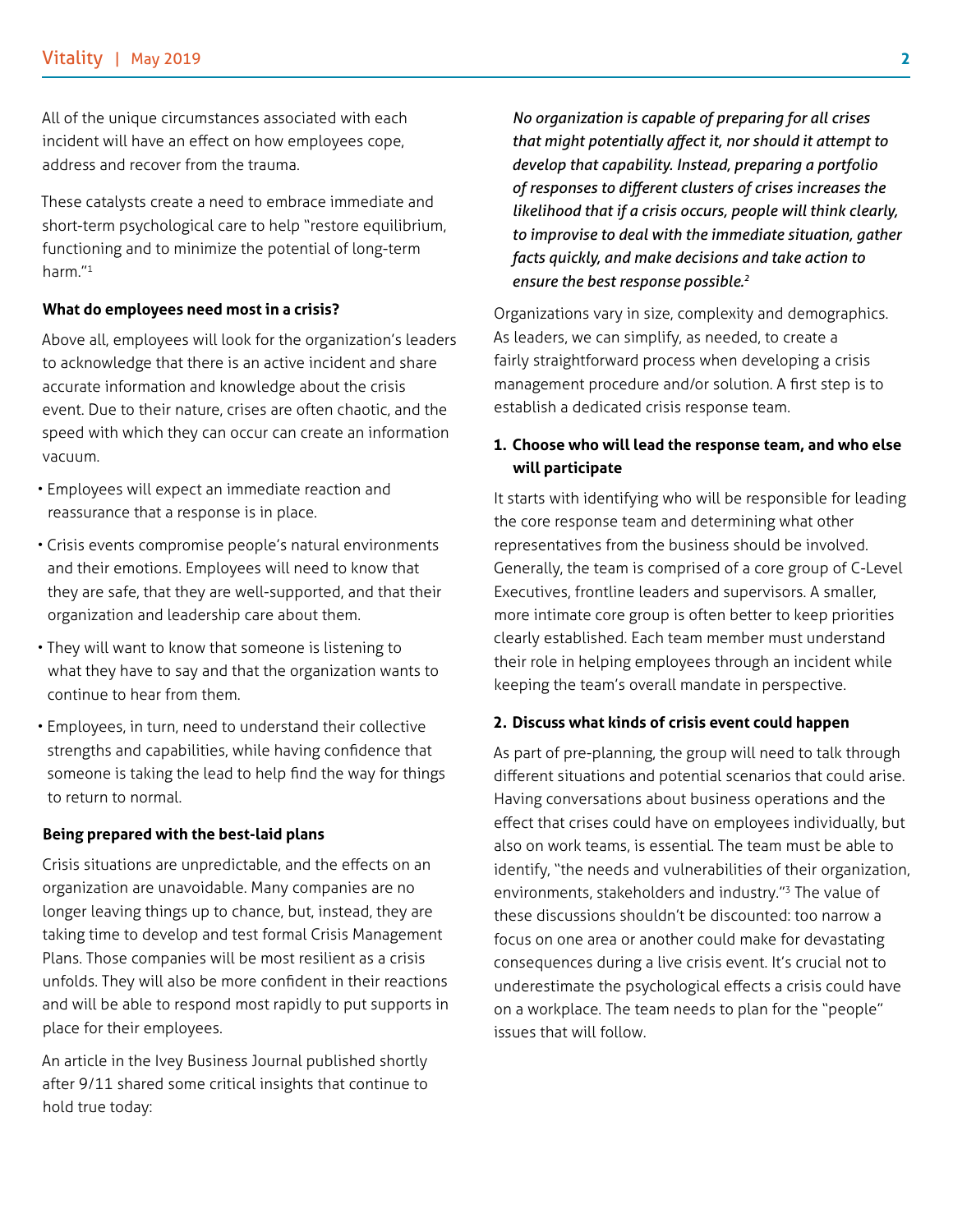All of the unique circumstances associated with each incident will have an effect on how employees cope, address and recover from the trauma.

These catalysts create a need to embrace immediate and short-term psychological care to help "restore equilibrium, functioning and to minimize the potential of long-term harm."[1]

**What do employees need most in a crisis?**

Above all, employees will look for the organization's leaders to acknowledge that there is an active incident and share accurate information and knowledge about the crisis event. Due to their nature, crises are often chaotic, and the speed with which they can occur can create an information vacuum.

- Employees will expect an immediate reaction and reassurance that a response is in place.
- Crisis events compromise people's natural environments and their emotions. Employees will need to know that they are safe, that they are well-supported, and that their organization and leadership care about them.
- They will want to know that someone is listening to what they have to say and that the organization wants to continue to hear from them.
- Employees, in turn, need to understand their collective strengths and capabilities, while having confidence that someone is taking the lead to help find the way for things to return to normal.

**Being prepared with the best-laid plans**

Crisis situations are unpredictable, and the effects on an organization are unavoidable. Many companies are no longer leaving things up to chance, but, instead, they are taking time to develop and test formal Crisis Management Plans. Those companies will be most resilient as a crisis unfolds. They will also be more confident in their reactions and will be able to respond most rapidly to put supports in place for their employees.

An article in the Ivey Business Journal published shortly after 9/11 shared some critical insights that continue to hold true today:

> *No organization is capable of preparing for all crises that might potentially affect it, nor should it attempt to develop that capability. Instead, preparing a portfolio of responses to different clusters of crises increases the likelihood that if a crisis occurs, people will think clearly, to improvise to deal with the immediate situation, gather facts quickly, and make decisions and take action to ensure the best response possible.*[2]

Organizations vary in size, complexity and demographics. As leaders, we can simplify, as needed, to create a fairly straightforward process when developing a crisis management procedure and/or solution. A first step is to establish a dedicated crisis response team.

**1. Choose who will lead the response team, and who else will participate**

It starts with identifying who will be responsible for leading the core response team and determining what other representatives from the business should be involved. Generally, the team is comprised of a core group of C-Level Executives, frontline leaders and supervisors. A smaller, more intimate core group is often better to keep priorities clearly established. Each team member must understand their role in helping employees through an incident while keeping the team's overall mandate in perspective.

**2. Discuss what kinds of crisis event could happen**

As part of pre-planning, the group will need to talk through different situations and potential scenarios that could arise. Having conversations about business operations and the effect that crises could have on employees individually, but also on work teams, is essential. The team must be able to identify, "the needs and vulnerabilities of their organization, environments, stakeholders and industry."[3] The value of these discussions shouldn't be discounted: too narrow a focus on one area or another could make for devastating consequences during a live crisis event. It's crucial not to underestimate the psychological effects a crisis could have on a workplace. The team needs to plan for the "people" issues that will follow.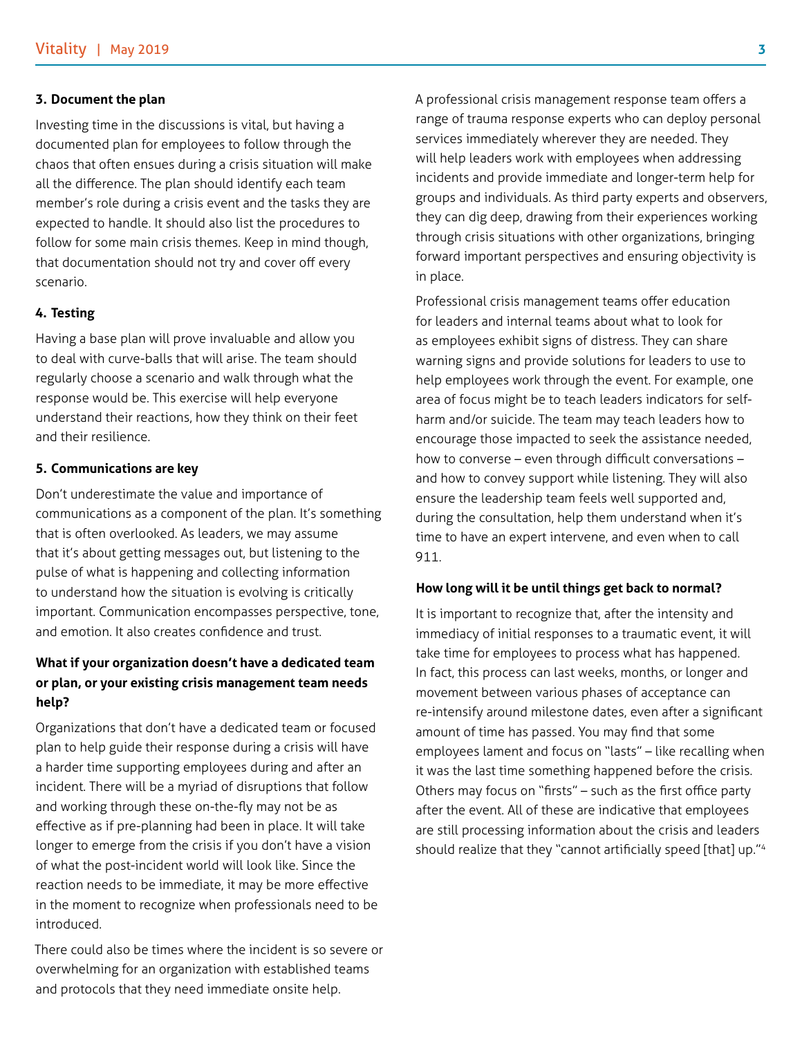### 3. Document the plan

Investing time in the discussions is vital, but having a documented plan for employees to follow through the chaos that often ensues during a crisis situation will make all the difference. The plan should identify each team member's role during a crisis event and the tasks they are expected to handle. It should also list the procedures to follow for some main crisis themes. Keep in mind though, that documentation should not try and cover off every scenario.

### 4. Testing

Having a base plan will prove invaluable and allow you to deal with curve-balls that will arise. The team should regularly choose a scenario and walk through what the response would be. This exercise will help everyone understand their reactions, how they think on their feet and their resilience.

### 5. Communications are key

Don't underestimate the value and importance of communications as a component of the plan. It's something that is often overlooked. As leaders, we may assume that it's about getting messages out, but listening to the pulse of what is happening and collecting information to understand how the situation is evolving is critically important. Communication encompasses perspective, tone, and emotion. It also creates confidence and trust.

## What if your organization doesn't have a dedicated team or plan, or your existing crisis management team needs help?

Organizations that don't have a dedicated team or focused plan to help guide their response during a crisis will have a harder time supporting employees during and after an incident. There will be a myriad of disruptions that follow and working through these on-the-fly may not be as effective as if pre-planning had been in place. It will take longer to emerge from the crisis if you don't have a vision of what the post-incident world will look like. Since the reaction needs to be immediate, it may be more effective in the moment to recognize when professionals need to be introduced.

There could also be times where the incident is so severe or overwhelming for an organization with established teams and protocols that they need immediate onsite help.

A professional crisis management response team offers a range of trauma response experts who can deploy personal services immediately wherever they are needed. They will help leaders work with employees when addressing incidents and provide immediate and longer-term help for groups and individuals. As third party experts and observers, they can dig deep, drawing from their experiences working through crisis situations with other organizations, bringing forward important perspectives and ensuring objectivity is in place.

Professional crisis management teams offer education for leaders and internal teams about what to look for as employees exhibit signs of distress. They can share warning signs and provide solutions for leaders to use to help employees work through the event. For example, one area of focus might be to teach leaders indicators for self-harm and/or suicide. The team may teach leaders how to encourage those impacted to seek the assistance needed, how to converse – even through difficult conversations – and how to convey support while listening. They will also ensure the leadership team feels well supported and, during the consultation, help them understand when it's time to have an expert intervene, and even when to call 911.

## How long will it be until things get back to normal?

It is important to recognize that, after the intensity and immediacy of initial responses to a traumatic event, it will take time for employees to process what has happened. In fact, this process can last weeks, months, or longer and movement between various phases of acceptance can re-intensify around milestone dates, even after a significant amount of time has passed. You may find that some employees lament and focus on "lasts" – like recalling when it was the last time something happened before the crisis. Others may focus on "firsts" – such as the first office party after the event. All of these are indicative that employees are still processing information about the crisis and leaders should realize that they "cannot artificially speed [that] up."[4]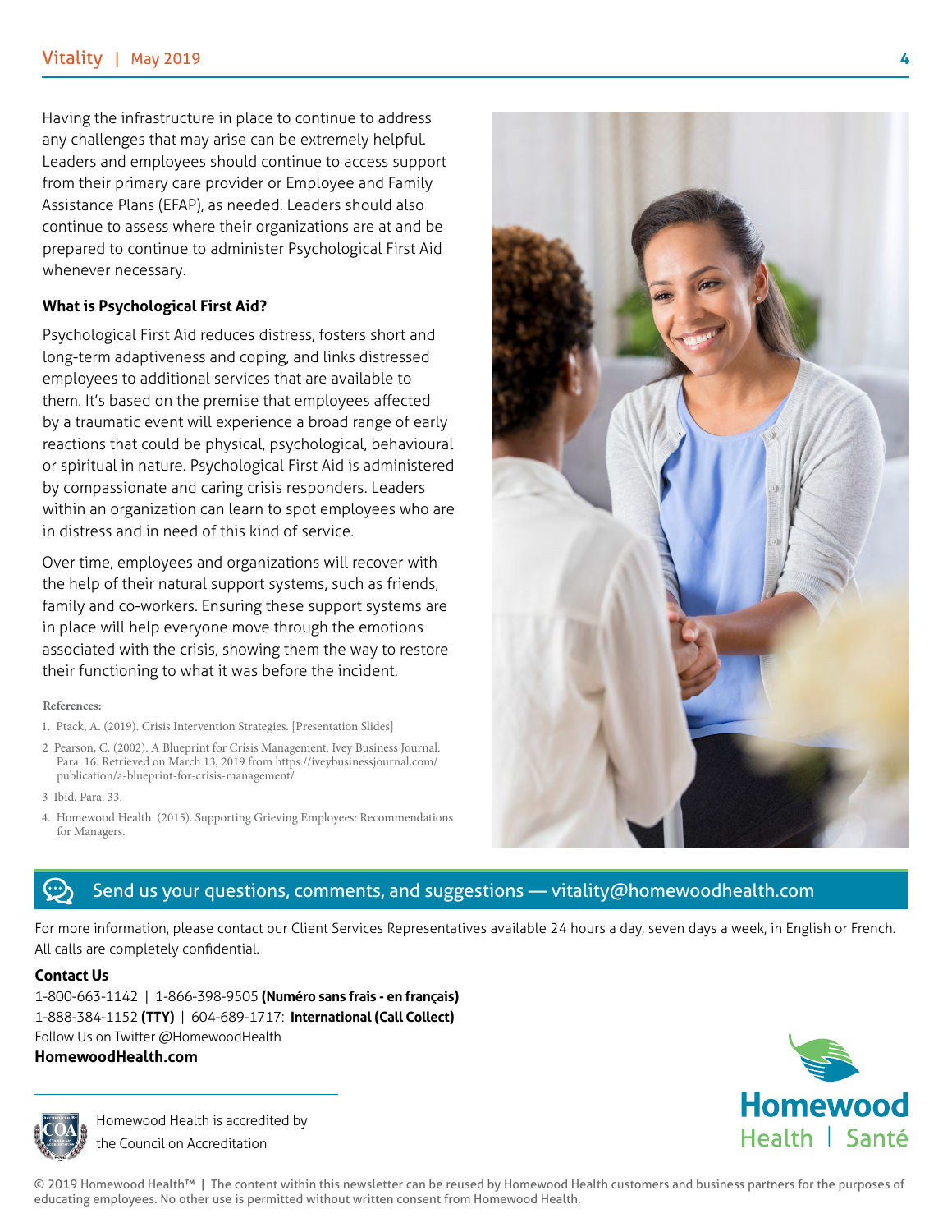Having the infrastructure in place to continue to address any challenges that may arise can be extremely helpful. Leaders and employees should continue to access support from their primary care provider or Employee and Family Assistance Plans (EFAP), as needed. Leaders should also continue to assess where their organizations are at and be prepared to continue to administer Psychological First Aid whenever necessary.

### What is Psychological First Aid?

Psychological First Aid reduces distress, fosters short and long-term adaptiveness and coping, and links distressed employees to additional services that are available to them. It's based on the premise that employees affected by a traumatic event will experience a broad range of early reactions that could be physical, psychological, behavioural or spiritual in nature. Psychological First Aid is administered by compassionate and caring crisis responders. Leaders within an organization can learn to spot employees who are in distress and in need of this kind of service.

Over time, employees and organizations will recover with the help of their natural support systems, such as friends, family and co-workers. Ensuring these support systems are in place will help everyone move through the emotions associated with the crisis, showing them the way to restore their functioning to what it was before the incident.

**References:**

1. Ptack, A. (2019). Crisis Intervention Strategies. [Presentation Slides]
2. Pearson, C. (2002). A Blueprint for Crisis Management. Ivey Business Journal. Para. 16. Retrieved on March 13, 2019 from https://iveybusinessjournal.com/publication/a-blueprint-for-crisis-management/
3. Ibid. Para. 33.
4. Homewood Health. (2015). Supporting Grieving Employees: Recommendations for Managers.

Send us your questions, comments, and suggestions — vitality@homewoodhealth.com

For more information, please contact our Client Services Representatives available 24 hours a day, seven days a week, in English or French. All calls are completely confidential.

**Contact Us**

1-800-663-1142 | 1-866-398-9505 **(Numéro sans frais - en français)**
1-888-384-1152 **(TTY)** | 604-689-1717: **International (Call Collect)**
Follow Us on Twitter @HomewoodHealth
**HomewoodHealth.com**

Homewood Health is accredited by the Council on Accreditation

Homewood Health | Santé

© 2019 Homewood Health™ | The content within this newsletter can be reused by Homewood Health customers and business partners for the purposes of educating employees. No other use is permitted without written consent from Homewood Health.